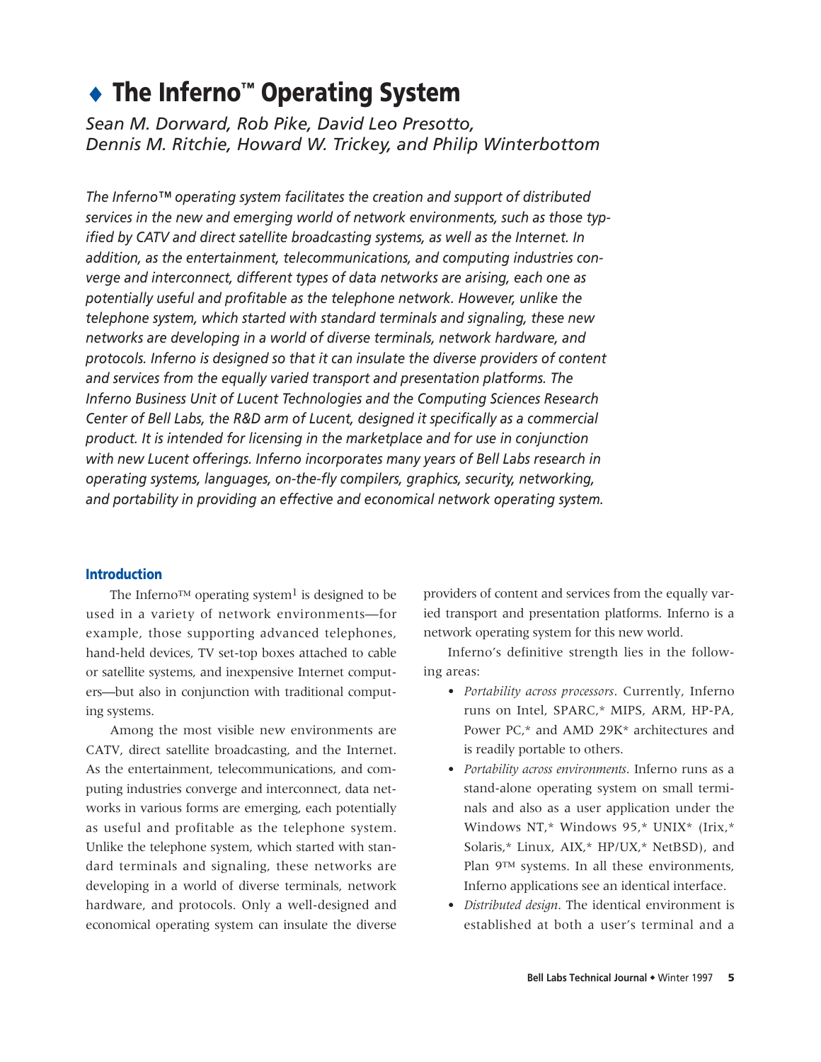# ♦ The Inferno™ Operating System

*Sean M. Dorward, Rob Pike, David Leo Presotto, Dennis M. Ritchie, Howard W. Trickey, and Philip Winterbottom*

*The Inferno™ operating system facilitates the creation and support of distributed services in the new and emerging world of network environments, such as those typified by CATV and direct satellite broadcasting systems, as well as the Internet. In addition, as the entertainment, telecommunications, and computing industries converge and interconnect, different types of data networks are arising, each one as potentially useful and profitable as the telephone network. However, unlike the telephone system, which started with standard terminals and signaling, these new networks are developing in a world of diverse terminals, network hardware, and protocols. Inferno is designed so that it can insulate the diverse providers of content and services from the equally varied transport and presentation platforms. The Inferno Business Unit of Lucent Technologies and the Computing Sciences Research Center of Bell Labs, the R&D arm of Lucent, designed it specifically as a commercial product. It is intended for licensing in the marketplace and for use in conjunction with new Lucent offerings. Inferno incorporates many years of Bell Labs research in operating systems, languages, on-the-fly compilers, graphics, security, networking, and portability in providing an effective and economical network operating system.*

## Introduction

The Inferno™ operating system[1] is designed to be used in a variety of network environments—for example, those supporting advanced telephones, hand-held devices, TV set-top boxes attached to cable or satellite systems, and inexpensive Internet computers—but also in conjunction with traditional computing systems.

Among the most visible new environments are CATV, direct satellite broadcasting, and the Internet. As the entertainment, telecommunications, and computing industries converge and interconnect, data networks in various forms are emerging, each potentially as useful and profitable as the telephone system. Unlike the telephone system, which started with standard terminals and signaling, these networks are developing in a world of diverse terminals, network hardware, and protocols. Only a well-designed and economical operating system can insulate the diverse providers of content and services from the equally varied transport and presentation platforms. Inferno is a network operating system for this new world.

Inferno's definitive strength lies in the following areas:

- *Portability across processors*. Currently, Inferno runs on Intel, SPARC,* MIPS, ARM, HP-PA, Power PC,* and AMD 29K* architectures and is readily portable to others.
- *Portability across environments*. Inferno runs as a stand-alone operating system on small terminals and also as a user application under the Windows NT,* Windows 95,* UNIX* (Irix,* Solaris,* Linux, AIX,* HP/UX,* NetBSD), and Plan 9™ systems. In all these environments, Inferno applications see an identical interface.
- *Distributed design*. The identical environment is established at both a user's terminal and a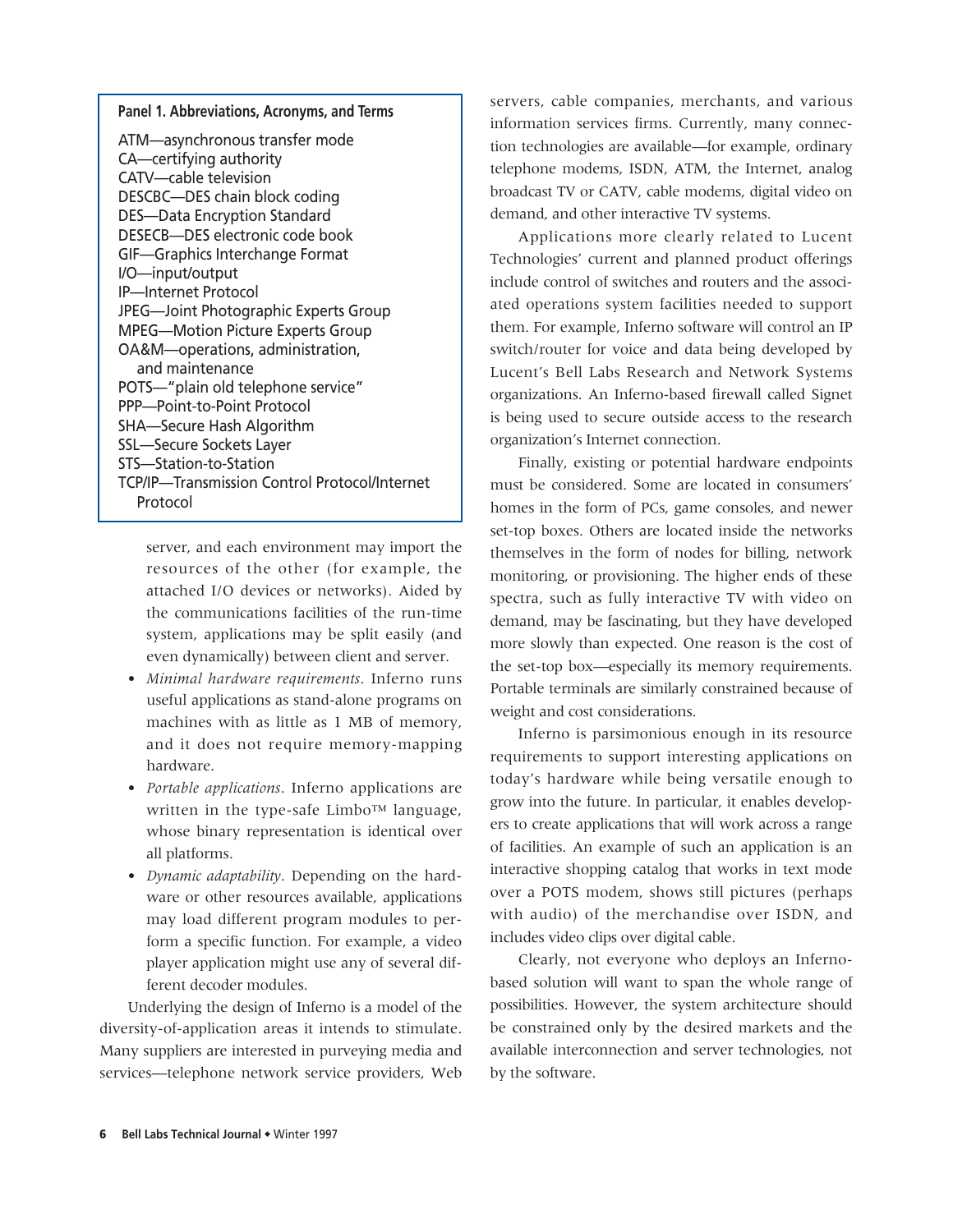**Panel 1. Abbreviations, Acronyms, and Terms**

ATM—asynchronous transfer mode
CA—certifying authority
CATV—cable television
DESCBC—DES chain block coding
DES—Data Encryption Standard
DESECB—DES electronic code book
GIF—Graphics Interchange Format
I/O—input/output
IP—Internet Protocol
JPEG—Joint Photographic Experts Group
MPEG—Motion Picture Experts Group
OA&M—operations, administration, and maintenance
POTS—"plain old telephone service"
PPP—Point-to-Point Protocol
SHA—Secure Hash Algorithm
SSL—Secure Sockets Layer
STS—Station-to-Station
TCP/IP—Transmission Control Protocol/Internet Protocol

server, and each environment may import the resources of the other (for example, the attached I/O devices or networks). Aided by the communications facilities of the run-time system, applications may be split easily (and even dynamically) between client and server.

- *Minimal hardware requirements*. Inferno runs useful applications as stand-alone programs on machines with as little as 1 MB of memory, and it does not require memory-mapping hardware.
- *Portable applications*. Inferno applications are written in the type-safe Limbo™ language, whose binary representation is identical over all platforms.
- *Dynamic adaptability*. Depending on the hardware or other resources available, applications may load different program modules to perform a specific function. For example, a video player application might use any of several different decoder modules.

Underlying the design of Inferno is a model of the diversity-of-application areas it intends to stimulate. Many suppliers are interested in purveying media and services—telephone network service providers, Web servers, cable companies, merchants, and various information services firms. Currently, many connection technologies are available—for example, ordinary telephone modems, ISDN, ATM, the Internet, analog broadcast TV or CATV, cable modems, digital video on demand, and other interactive TV systems.

Applications more clearly related to Lucent Technologies' current and planned product offerings include control of switches and routers and the associated operations system facilities needed to support them. For example, Inferno software will control an IP switch/router for voice and data being developed by Lucent's Bell Labs Research and Network Systems organizations. An Inferno-based firewall called Signet is being used to secure outside access to the research organization's Internet connection.

Finally, existing or potential hardware endpoints must be considered. Some are located in consumers' homes in the form of PCs, game consoles, and newer set-top boxes. Others are located inside the networks themselves in the form of nodes for billing, network monitoring, or provisioning. The higher ends of these spectra, such as fully interactive TV with video on demand, may be fascinating, but they have developed more slowly than expected. One reason is the cost of the set-top box—especially its memory requirements. Portable terminals are similarly constrained because of weight and cost considerations.

Inferno is parsimonious enough in its resource requirements to support interesting applications on today's hardware while being versatile enough to grow into the future. In particular, it enables developers to create applications that will work across a range of facilities. An example of such an application is an interactive shopping catalog that works in text mode over a POTS modem, shows still pictures (perhaps with audio) of the merchandise over ISDN, and includes video clips over digital cable.

Clearly, not everyone who deploys an Inferno-based solution will want to span the whole range of possibilities. However, the system architecture should be constrained only by the desired markets and the available interconnection and server technologies, not by the software.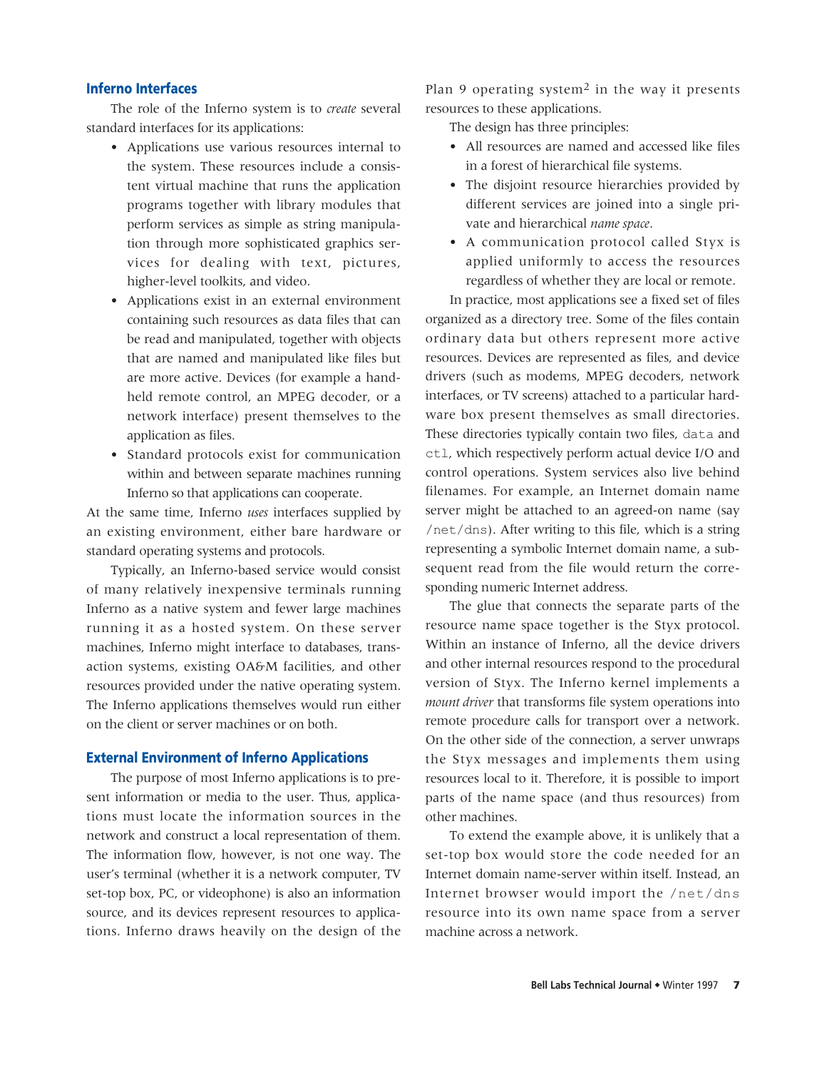## Inferno Interfaces

The role of the Inferno system is to *create* several standard interfaces for its applications:

- Applications use various resources internal to the system. These resources include a consistent virtual machine that runs the application programs together with library modules that perform services as simple as string manipulation through more sophisticated graphics services for dealing with text, pictures, higher-level toolkits, and video.
- Applications exist in an external environment containing such resources as data files that can be read and manipulated, together with objects that are named and manipulated like files but are more active. Devices (for example a handheld remote control, an MPEG decoder, or a network interface) present themselves to the application as files.
- Standard protocols exist for communication within and between separate machines running Inferno so that applications can cooperate.

At the same time, Inferno *uses* interfaces supplied by an existing environment, either bare hardware or standard operating systems and protocols.

Typically, an Inferno-based service would consist of many relatively inexpensive terminals running Inferno as a native system and fewer large machines running it as a hosted system. On these server machines, Inferno might interface to databases, transaction systems, existing OA&M facilities, and other resources provided under the native operating system. The Inferno applications themselves would run either on the client or server machines or on both.

## External Environment of Inferno Applications

The purpose of most Inferno applications is to present information or media to the user. Thus, applications must locate the information sources in the network and construct a local representation of them. The information flow, however, is not one way. The user's terminal (whether it is a network computer, TV set-top box, PC, or videophone) is also an information source, and its devices represent resources to applications. Inferno draws heavily on the design of the Plan 9 operating system[2] in the way it presents resources to these applications.

The design has three principles:

- All resources are named and accessed like files in a forest of hierarchical file systems.
- The disjoint resource hierarchies provided by different services are joined into a single private and hierarchical *name space*.
- A communication protocol called Styx is applied uniformly to access the resources regardless of whether they are local or remote.

In practice, most applications see a fixed set of files organized as a directory tree. Some of the files contain ordinary data but others represent more active resources. Devices are represented as files, and device drivers (such as modems, MPEG decoders, network interfaces, or TV screens) attached to a particular hardware box present themselves as small directories. These directories typically contain two files, `data` and `ctl`, which respectively perform actual device I/O and control operations. System services also live behind filenames. For example, an Internet domain name server might be attached to an agreed-on name (say `/net/dns`). After writing to this file, which is a string representing a symbolic Internet domain name, a subsequent read from the file would return the corresponding numeric Internet address.

The glue that connects the separate parts of the resource name space together is the Styx protocol. Within an instance of Inferno, all the device drivers and other internal resources respond to the procedural version of Styx. The Inferno kernel implements a *mount driver* that transforms file system operations into remote procedure calls for transport over a network. On the other side of the connection, a server unwraps the Styx messages and implements them using resources local to it. Therefore, it is possible to import parts of the name space (and thus resources) from other machines.

To extend the example above, it is unlikely that a set-top box would store the code needed for an Internet domain name-server within itself. Instead, an Internet browser would import the `/net/dns` resource into its own name space from a server machine across a network.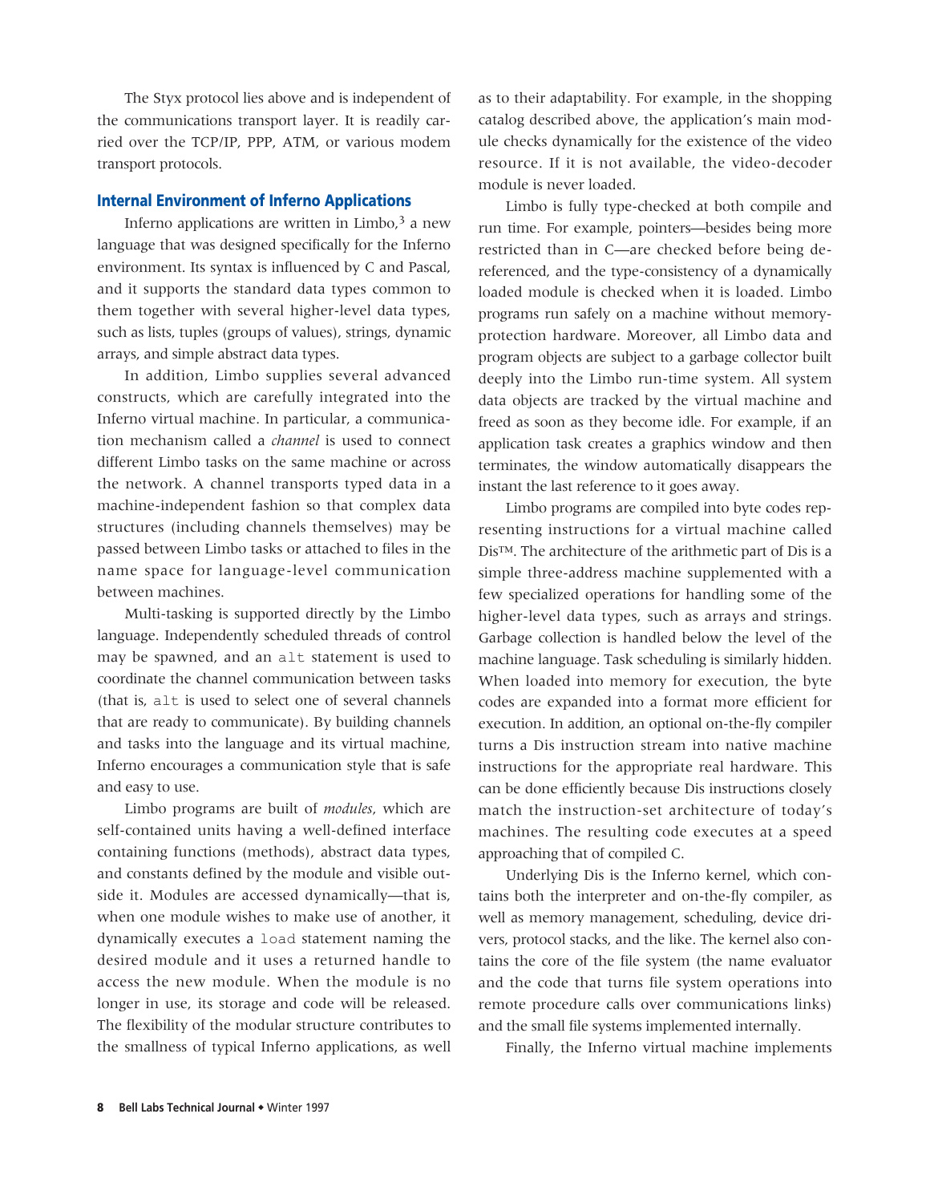The Styx protocol lies above and is independent of the communications transport layer. It is readily carried over the TCP/IP, PPP, ATM, or various modem transport protocols.

## Internal Environment of Inferno Applications

Inferno applications are written in Limbo,[3] a new language that was designed specifically for the Inferno environment. Its syntax is influenced by C and Pascal, and it supports the standard data types common to them together with several higher-level data types, such as lists, tuples (groups of values), strings, dynamic arrays, and simple abstract data types.

In addition, Limbo supplies several advanced constructs, which are carefully integrated into the Inferno virtual machine. In particular, a communication mechanism called a *channel* is used to connect different Limbo tasks on the same machine or across the network. A channel transports typed data in a machine-independent fashion so that complex data structures (including channels themselves) may be passed between Limbo tasks or attached to files in the name space for language-level communication between machines.

Multi-tasking is supported directly by the Limbo language. Independently scheduled threads of control may be spawned, and an `alt` statement is used to coordinate the channel communication between tasks (that is, `alt` is used to select one of several channels that are ready to communicate). By building channels and tasks into the language and its virtual machine, Inferno encourages a communication style that is safe and easy to use.

Limbo programs are built of *modules*, which are self-contained units having a well-defined interface containing functions (methods), abstract data types, and constants defined by the module and visible outside it. Modules are accessed dynamically—that is, when one module wishes to make use of another, it dynamically executes a `load` statement naming the desired module and it uses a returned handle to access the new module. When the module is no longer in use, its storage and code will be released. The flexibility of the modular structure contributes to the smallness of typical Inferno applications, as well as to their adaptability. For example, in the shopping catalog described above, the application's main module checks dynamically for the existence of the video resource. If it is not available, the video-decoder module is never loaded.

Limbo is fully type-checked at both compile and run time. For example, pointers—besides being more restricted than in C—are checked before being dereferenced, and the type-consistency of a dynamically loaded module is checked when it is loaded. Limbo programs run safely on a machine without memory-protection hardware. Moreover, all Limbo data and program objects are subject to a garbage collector built deeply into the Limbo run-time system. All system data objects are tracked by the virtual machine and freed as soon as they become idle. For example, if an application task creates a graphics window and then terminates, the window automatically disappears the instant the last reference to it goes away.

Limbo programs are compiled into byte codes representing instructions for a virtual machine called Dis™. The architecture of the arithmetic part of Dis is a simple three-address machine supplemented with a few specialized operations for handling some of the higher-level data types, such as arrays and strings. Garbage collection is handled below the level of the machine language. Task scheduling is similarly hidden. When loaded into memory for execution, the byte codes are expanded into a format more efficient for execution. In addition, an optional on-the-fly compiler turns a Dis instruction stream into native machine instructions for the appropriate real hardware. This can be done efficiently because Dis instructions closely match the instruction-set architecture of today's machines. The resulting code executes at a speed approaching that of compiled C.

Underlying Dis is the Inferno kernel, which contains both the interpreter and on-the-fly compiler, as well as memory management, scheduling, device drivers, protocol stacks, and the like. The kernel also contains the core of the file system (the name evaluator and the code that turns file system operations into remote procedure calls over communications links) and the small file systems implemented internally.

Finally, the Inferno virtual machine implements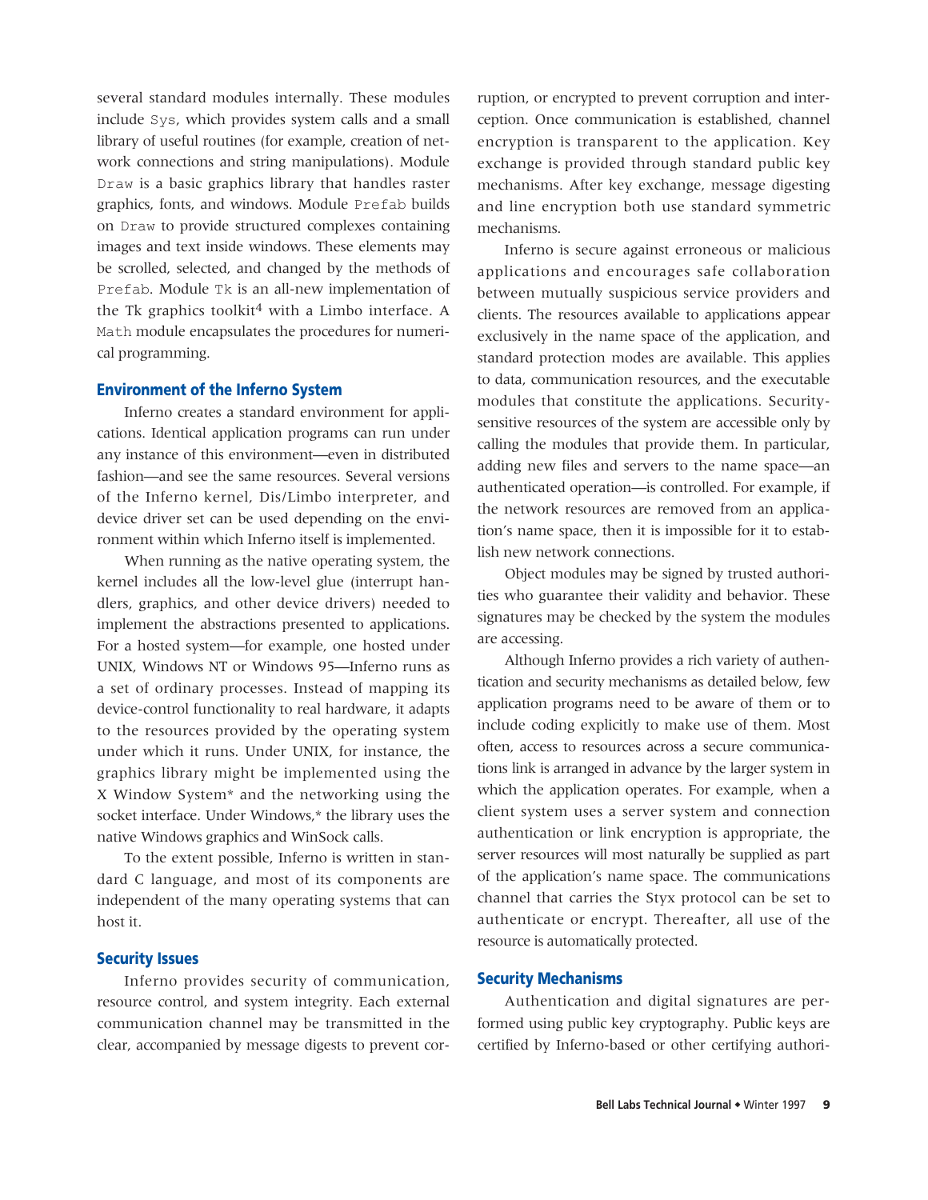several standard modules internally. These modules include `Sys`, which provides system calls and a small library of useful routines (for example, creation of network connections and string manipulations). Module `Draw` is a basic graphics library that handles raster graphics, fonts, and windows. Module `Prefab` builds on `Draw` to provide structured complexes containing images and text inside windows. These elements may be scrolled, selected, and changed by the methods of `Prefab`. Module `Tk` is an all-new implementation of the Tk graphics toolkit[4] with a Limbo interface. A `Math` module encapsulates the procedures for numerical programming.

## Environment of the Inferno System

Inferno creates a standard environment for applications. Identical application programs can run under any instance of this environment—even in distributed fashion—and see the same resources. Several versions of the Inferno kernel, Dis/Limbo interpreter, and device driver set can be used depending on the environment within which Inferno itself is implemented.

When running as the native operating system, the kernel includes all the low-level glue (interrupt handlers, graphics, and other device drivers) needed to implement the abstractions presented to applications. For a hosted system—for example, one hosted under UNIX, Windows NT or Windows 95—Inferno runs as a set of ordinary processes. Instead of mapping its device-control functionality to real hardware, it adapts to the resources provided by the operating system under which it runs. Under UNIX, for instance, the graphics library might be implemented using the X Window System* and the networking using the socket interface. Under Windows,* the library uses the native Windows graphics and WinSock calls.

To the extent possible, Inferno is written in standard C language, and most of its components are independent of the many operating systems that can host it.

## Security Issues

Inferno provides security of communication, resource control, and system integrity. Each external communication channel may be transmitted in the clear, accompanied by message digests to prevent corruption, or encrypted to prevent corruption and interception. Once communication is established, channel encryption is transparent to the application. Key exchange is provided through standard public key mechanisms. After key exchange, message digesting and line encryption both use standard symmetric mechanisms.

Inferno is secure against erroneous or malicious applications and encourages safe collaboration between mutually suspicious service providers and clients. The resources available to applications appear exclusively in the name space of the application, and standard protection modes are available. This applies to data, communication resources, and the executable modules that constitute the applications. Security-sensitive resources of the system are accessible only by calling the modules that provide them. In particular, adding new files and servers to the name space—an authenticated operation—is controlled. For example, if the network resources are removed from an application's name space, then it is impossible for it to establish new network connections.

Object modules may be signed by trusted authorities who guarantee their validity and behavior. These signatures may be checked by the system the modules are accessing.

Although Inferno provides a rich variety of authentication and security mechanisms as detailed below, few application programs need to be aware of them or to include coding explicitly to make use of them. Most often, access to resources across a secure communications link is arranged in advance by the larger system in which the application operates. For example, when a client system uses a server system and connection authentication or link encryption is appropriate, the server resources will most naturally be supplied as part of the application's name space. The communications channel that carries the Styx protocol can be set to authenticate or encrypt. Thereafter, all use of the resource is automatically protected.

## Security Mechanisms

Authentication and digital signatures are performed using public key cryptography. Public keys are certified by Inferno-based or other certifying authori-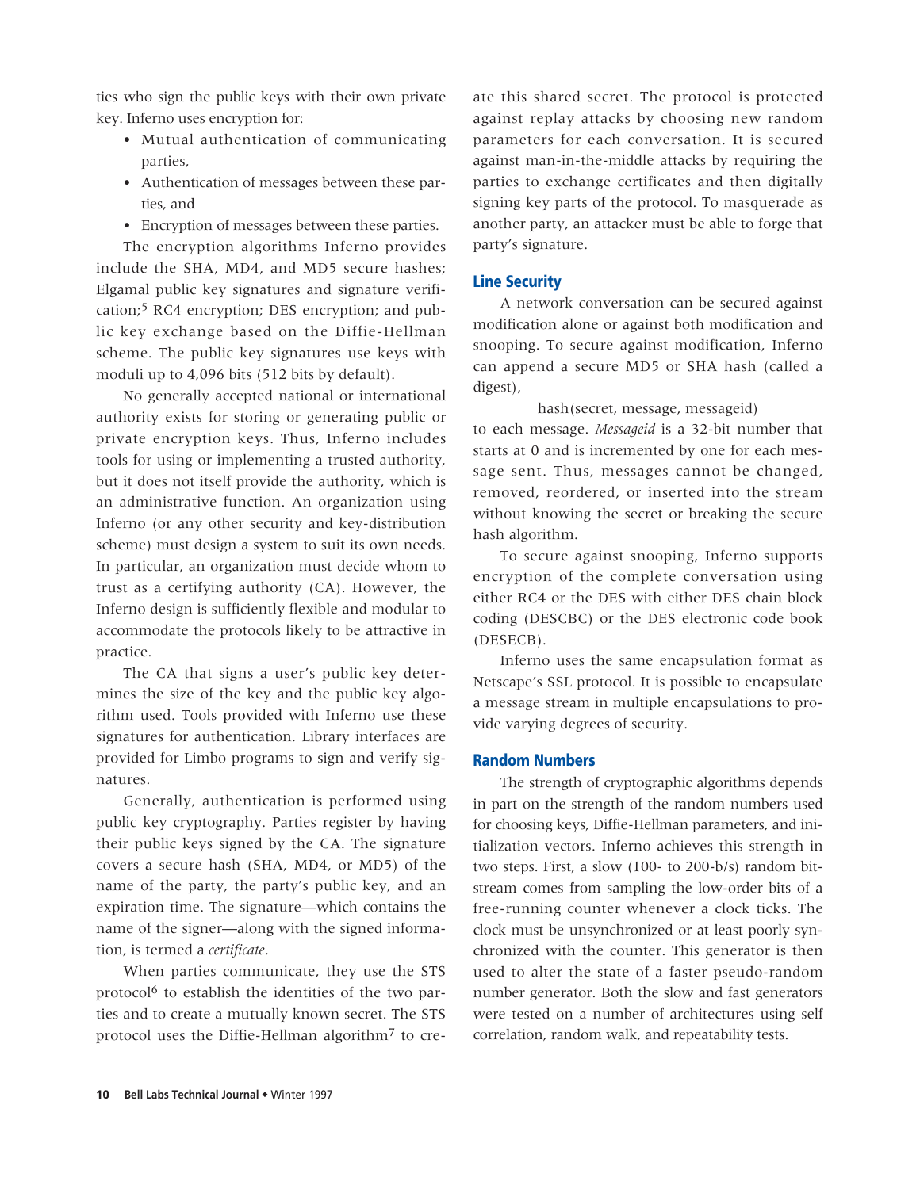ties who sign the public keys with their own private key. Inferno uses encryption for:

- Mutual authentication of communicating parties,
- Authentication of messages between these parties, and
- Encryption of messages between these parties.

The encryption algorithms Inferno provides include the SHA, MD4, and MD5 secure hashes; Elgamal public key signatures and signature verification;[5] RC4 encryption; DES encryption; and public key exchange based on the Diffie-Hellman scheme. The public key signatures use keys with moduli up to 4,096 bits (512 bits by default).

No generally accepted national or international authority exists for storing or generating public or private encryption keys. Thus, Inferno includes tools for using or implementing a trusted authority, but it does not itself provide the authority, which is an administrative function. An organization using Inferno (or any other security and key-distribution scheme) must design a system to suit its own needs. In particular, an organization must decide whom to trust as a certifying authority (CA). However, the Inferno design is sufficiently flexible and modular to accommodate the protocols likely to be attractive in practice.

The CA that signs a user's public key determines the size of the key and the public key algorithm used. Tools provided with Inferno use these signatures for authentication. Library interfaces are provided for Limbo programs to sign and verify signatures.

Generally, authentication is performed using public key cryptography. Parties register by having their public keys signed by the CA. The signature covers a secure hash (SHA, MD4, or MD5) of the name of the party, the party's public key, and an expiration time. The signature—which contains the name of the signer—along with the signed information, is termed a *certificate*.

When parties communicate, they use the STS protocol[6] to establish the identities of the two parties and to create a mutually known secret. The STS protocol uses the Diffie-Hellman algorithm[7] to create this shared secret. The protocol is protected against replay attacks by choosing new random parameters for each conversation. It is secured against man-in-the-middle attacks by requiring the parties to exchange certificates and then digitally signing key parts of the protocol. To masquerade as another party, an attacker must be able to forge that party's signature.

## Line Security

A network conversation can be secured against modification alone or against both modification and snooping. To secure against modification, Inferno can append a secure MD5 or SHA hash (called a digest),

hash(secret, message, messageid)

to each message. *Messageid* is a 32-bit number that starts at 0 and is incremented by one for each message sent. Thus, messages cannot be changed, removed, reordered, or inserted into the stream without knowing the secret or breaking the secure hash algorithm.

To secure against snooping, Inferno supports encryption of the complete conversation using either RC4 or the DES with either DES chain block coding (DESCBC) or the DES electronic code book (DESECB).

Inferno uses the same encapsulation format as Netscape's SSL protocol. It is possible to encapsulate a message stream in multiple encapsulations to provide varying degrees of security.

## Random Numbers

The strength of cryptographic algorithms depends in part on the strength of the random numbers used for choosing keys, Diffie-Hellman parameters, and initialization vectors. Inferno achieves this strength in two steps. First, a slow (100- to 200-b/s) random bitstream comes from sampling the low-order bits of a free-running counter whenever a clock ticks. The clock must be unsynchronized or at least poorly synchronized with the counter. This generator is then used to alter the state of a faster pseudo-random number generator. Both the slow and fast generators were tested on a number of architectures using self correlation, random walk, and repeatability tests.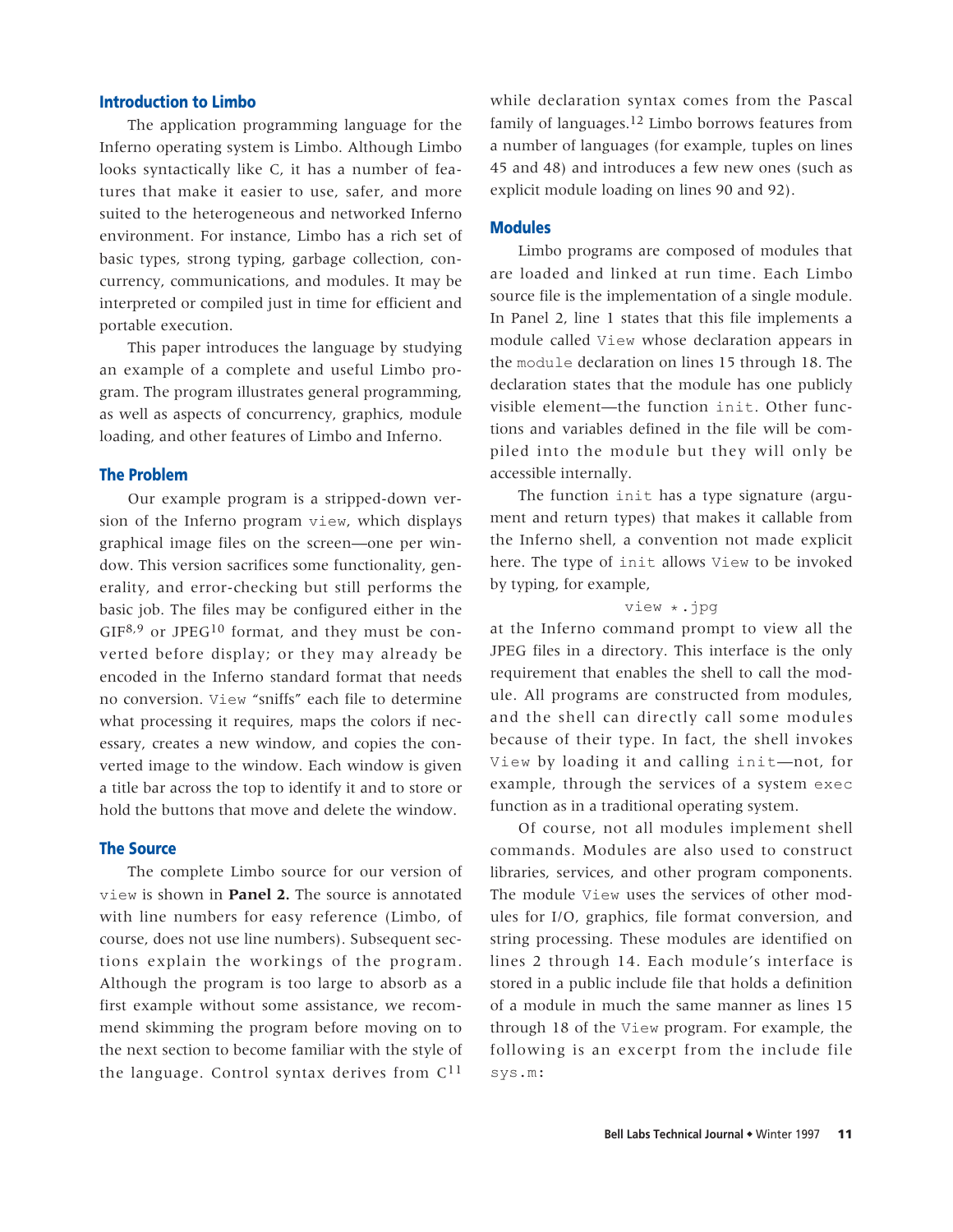## Introduction to Limbo

The application programming language for the Inferno operating system is Limbo. Although Limbo looks syntactically like C, it has a number of features that make it easier to use, safer, and more suited to the heterogeneous and networked Inferno environment. For instance, Limbo has a rich set of basic types, strong typing, garbage collection, concurrency, communications, and modules. It may be interpreted or compiled just in time for efficient and portable execution.

This paper introduces the language by studying an example of a complete and useful Limbo program. The program illustrates general programming, as well as aspects of concurrency, graphics, module loading, and other features of Limbo and Inferno.

## The Problem

Our example program is a stripped-down version of the Inferno program `view`, which displays graphical image files on the screen—one per window. This version sacrifices some functionality, generality, and error-checking but still performs the basic job. The files may be configured either in the GIF[8,9] or JPEG[10] format, and they must be converted before display; or they may already be encoded in the Inferno standard format that needs no conversion. `View` "sniffs" each file to determine what processing it requires, maps the colors if necessary, creates a new window, and copies the converted image to the window. Each window is given a title bar across the top to identify it and to store or hold the buttons that move and delete the window.

## The Source

The complete Limbo source for our version of `view` is shown in **Panel 2.** The source is annotated with line numbers for easy reference (Limbo, of course, does not use line numbers). Subsequent sections explain the workings of the program. Although the program is too large to absorb as a first example without some assistance, we recommend skimming the program before moving on to the next section to become familiar with the style of the language. Control syntax derives from C[11] while declaration syntax comes from the Pascal family of languages.[12] Limbo borrows features from a number of languages (for example, tuples on lines 45 and 48) and introduces a few new ones (such as explicit module loading on lines 90 and 92).

## Modules

Limbo programs are composed of modules that are loaded and linked at run time. Each Limbo source file is the implementation of a single module. In Panel 2, line 1 states that this file implements a module called `View` whose declaration appears in the `module` declaration on lines 15 through 18. The declaration states that the module has one publicly visible element—the function `init`. Other functions and variables defined in the file will be compiled into the module but they will only be accessible internally.

The function `init` has a type signature (argument and return types) that makes it callable from the Inferno shell, a convention not made explicit here. The type of `init` allows `View` to be invoked by typing, for example,

```
view *.jpg
```

at the Inferno command prompt to view all the JPEG files in a directory. This interface is the only requirement that enables the shell to call the module. All programs are constructed from modules, and the shell can directly call some modules because of their type. In fact, the shell invokes `View` by loading it and calling `init`—not, for example, through the services of a system `exec` function as in a traditional operating system.

Of course, not all modules implement shell commands. Modules are also used to construct libraries, services, and other program components. The module `View` uses the services of other modules for I/O, graphics, file format conversion, and string processing. These modules are identified on lines 2 through 14. Each module's interface is stored in a public include file that holds a definition of a module in much the same manner as lines 15 through 18 of the `View` program. For example, the following is an excerpt from the include file `sys.m`: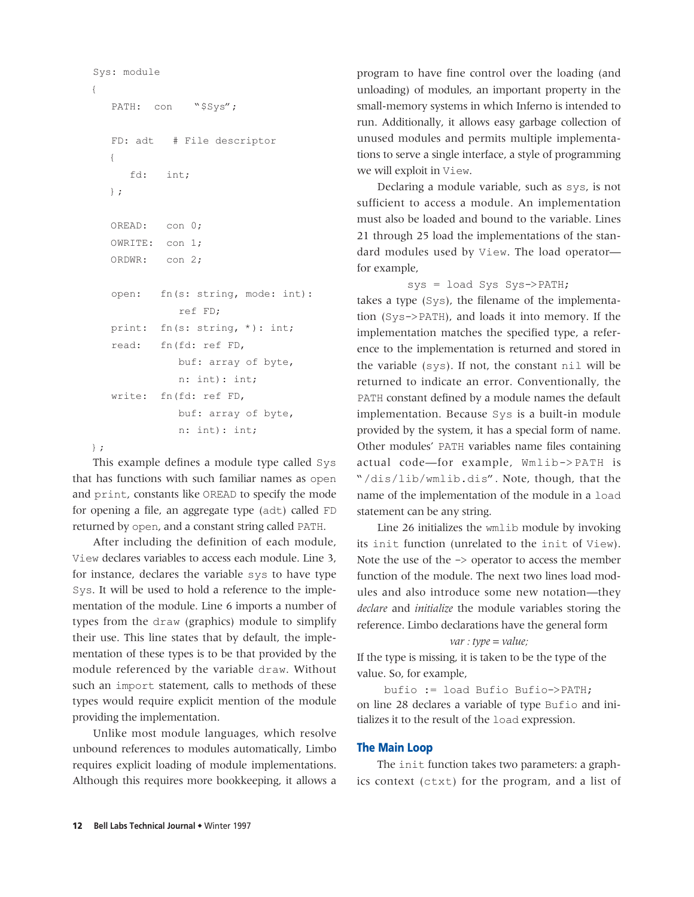```
Sys: module
{
   PATH:  con   "$Sys";

   FD: adt   # File descriptor
   {
      fd:   int;
   };

   OREAD:   con 0;
   OWRITE:  con 1;
   ORDWR:   con 2;

   open:   fn(s: string, mode: int):
              ref FD;
   print:  fn(s: string, *): int;
   read:   fn(fd: ref FD,
              buf: array of byte,
              n: int): int;
   write:  fn(fd: ref FD,
              buf: array of byte,
              n: int): int;
};
```

This example defines a module type called `Sys` that has functions with such familiar names as `open` and `print`, constants like `OREAD` to specify the mode for opening a file, an aggregate type (`adt`) called `FD` returned by `open`, and a constant string called `PATH`.

After including the definition of each module, `View` declares variables to access each module. Line 3, for instance, declares the variable `sys` to have type `Sys`. It will be used to hold a reference to the implementation of the module. Line 6 imports a number of types from the `draw` (graphics) module to simplify their use. This line states that by default, the implementation of these types is to be that provided by the module referenced by the variable `draw`. Without such an `import` statement, calls to methods of these types would require explicit mention of the module providing the implementation.

Unlike most module languages, which resolve unbound references to modules automatically, Limbo requires explicit loading of module implementations. Although this requires more bookkeeping, it allows a program to have fine control over the loading (and unloading) of modules, an important property in the small-memory systems in which Inferno is intended to run. Additionally, it allows easy garbage collection of unused modules and permits multiple implementations to serve a single interface, a style of programming we will exploit in `View`.

Declaring a module variable, such as `sys`, is not sufficient to access a module. An implementation must also be loaded and bound to the variable. Lines 21 through 25 load the implementations of the standard modules used by `View`. The load operator—for example,

```
sys = load Sys Sys->PATH;
```

takes a type (`Sys`), the filename of the implementation (`Sys->PATH`), and loads it into memory. If the implementation matches the specified type, a reference to the implementation is returned and stored in the variable (`sys`). If not, the constant `nil` will be returned to indicate an error. Conventionally, the `PATH` constant defined by a module names the default implementation. Because `Sys` is a built-in module provided by the system, it has a special form of name. Other modules' `PATH` variables name files containing actual code—for example, `Wmlib->PATH` is `"/dis/lib/wmlib.dis"`. Note, though, that the name of the implementation of the module in a `load` statement can be any string.

Line 26 initializes the `wmlib` module by invoking its `init` function (unrelated to the `init` of `View`). Note the use of the `->` operator to access the member function of the module. The next two lines load modules and also introduce some new notation—they *declare* and *initialize* the module variables storing the reference. Limbo declarations have the general form

*var : type = value;*

If the type is missing, it is taken to be the type of the value. So, for example,

```
bufio := load Bufio Bufio->PATH;
```

on line 28 declares a variable of type `Bufio` and initializes it to the result of the `load` expression.

## The Main Loop

The `init` function takes two parameters: a graphics context (`ctxt`) for the program, and a list of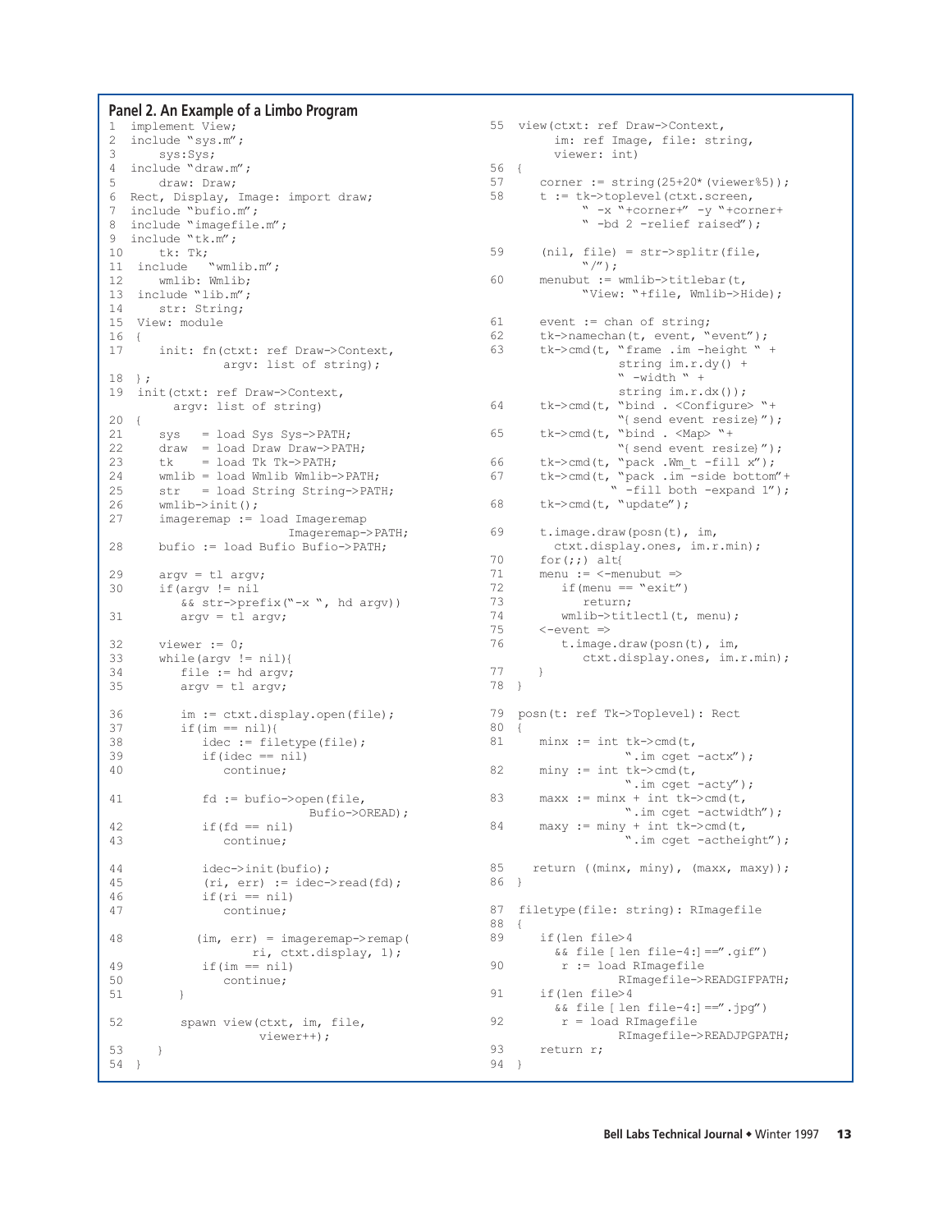### Panel 2. An Example of a Limbo Program

```
1  implement View;
2  include "sys.m";
3      sys:Sys;
4  include "draw.m";
5      draw: Draw;
6  Rect, Display, Image: import draw;
7  include "bufio.m";
8  include "imagefile.m";
9  include "tk.m";
10     tk: Tk;
11  include  "wmlib.m";
12     wmlib: Wmlib;
13  include "lib.m";
14     str: String;
15  View: module
16  {
17     init: fn(ctxt: ref Draw->Context,
              argv: list of string);
18  };
19  init(ctxt: ref Draw->Context,
        argv: list of string)
20  {
21     sys   = load Sys Sys->PATH;
22     draw  = load Draw Draw->PATH;
23     tk    = load Tk Tk->PATH;
24     wmlib = load Wmlib Wmlib->PATH;
25     str   = load String String->PATH;
26     wmlib->init();
27     imageremap := load Imageremap
                        Imageremap->PATH;
28     bufio := load Bufio Bufio->PATH;

29     argv = tl argv;
30     if(argv != nil
         && str->prefix("-x ", hd argv))
31        argv = tl argv;

32     viewer := 0;
33     while(argv != nil){
34        file := hd argv;
35        argv = tl argv;

36        im := ctxt.display.open(file);
37        if(im == nil){
38           idec := filetype(file);
39           if(idec == nil)
40              continue;

41           fd := bufio->open(file,
                          Bufio->OREAD);
42           if(fd == nil)
43              continue;

44           idec->init(bufio);
45           (ri, err) := idec->read(fd);
46           if(ri == nil)
47              continue;

48          (im, err) = imageremap->remap(
                 ri, ctxt.display, 1);
49           if(im == nil)
50              continue;
51        }

52        spawn view(ctxt, im, file,
                     viewer++);
53     }
54  }

55  view(ctxt: ref Draw->Context,
        im: ref Image, file: string,
        viewer: int)
56  {
57     corner := string(25+20*(viewer%5));
58     t := tk->toplevel(ctxt.screen,
           " -x "+corner+" -y "+corner+
           " -bd 2 -relief raised");

59     (nil, file) = str->splitr(file,
           "/");
60     menubut := wmlib->titlebar(t,
           "View: "+file, Wmlib->Hide);

61     event := chan of string;
62     tk->namechan(t, event, "event");
63     tk->cmd(t, "frame .im -height " +
               string im.r.dy() +
               " -width " +
               string im.r.dx());
64     tk->cmd(t, "bind . <Configure> "+
               "{send event resize}");
65     tk->cmd(t, "bind . <Map> "+
               "{send event resize}");
66     tk->cmd(t, "pack .Wm_t -fill x");
67     tk->cmd(t, "pack .im -side bottom"+
             " -fill both -expand 1");
68     tk->cmd(t, "update");

69     t.image.draw(posn(t), im,
        ctxt.display.ones, im.r.min);
70     for(;;) alt{
71     menu := <-menubut =>
72        if(menu == "exit")
73           return;
74        wmlib->titlectl(t, menu);
75     <-event =>
76        t.image.draw(posn(t), im,
             ctxt.display.ones, im.r.min);
77     }
78  }

79  posn(t: ref Tk->Toplevel): Rect
80  {
81     minx := int tk->cmd(t,
                 ".im cget -actx");
82     miny := int tk->cmd(t,
                 ".im cget -acty");
83     maxx := minx + int tk->cmd(t,
                 ".im cget -actwidth");
84     maxy := miny + int tk->cmd(t,
                 ".im cget -actheight");

85    return ((minx, miny), (maxx, maxy));
86  }

87  filetype(file: string): RImagefile
88  {
89     if(len file>4
        && file [ len file-4:] ==".gif")
90        r := load RImagefile
              RImagefile->READGIFPATH;
91     if(len file>4
        && file [ len file-4:] ==".jpg")
92        r = load RImagefile
              RImagefile->READJPGPATH;
93     return r;
94  }
```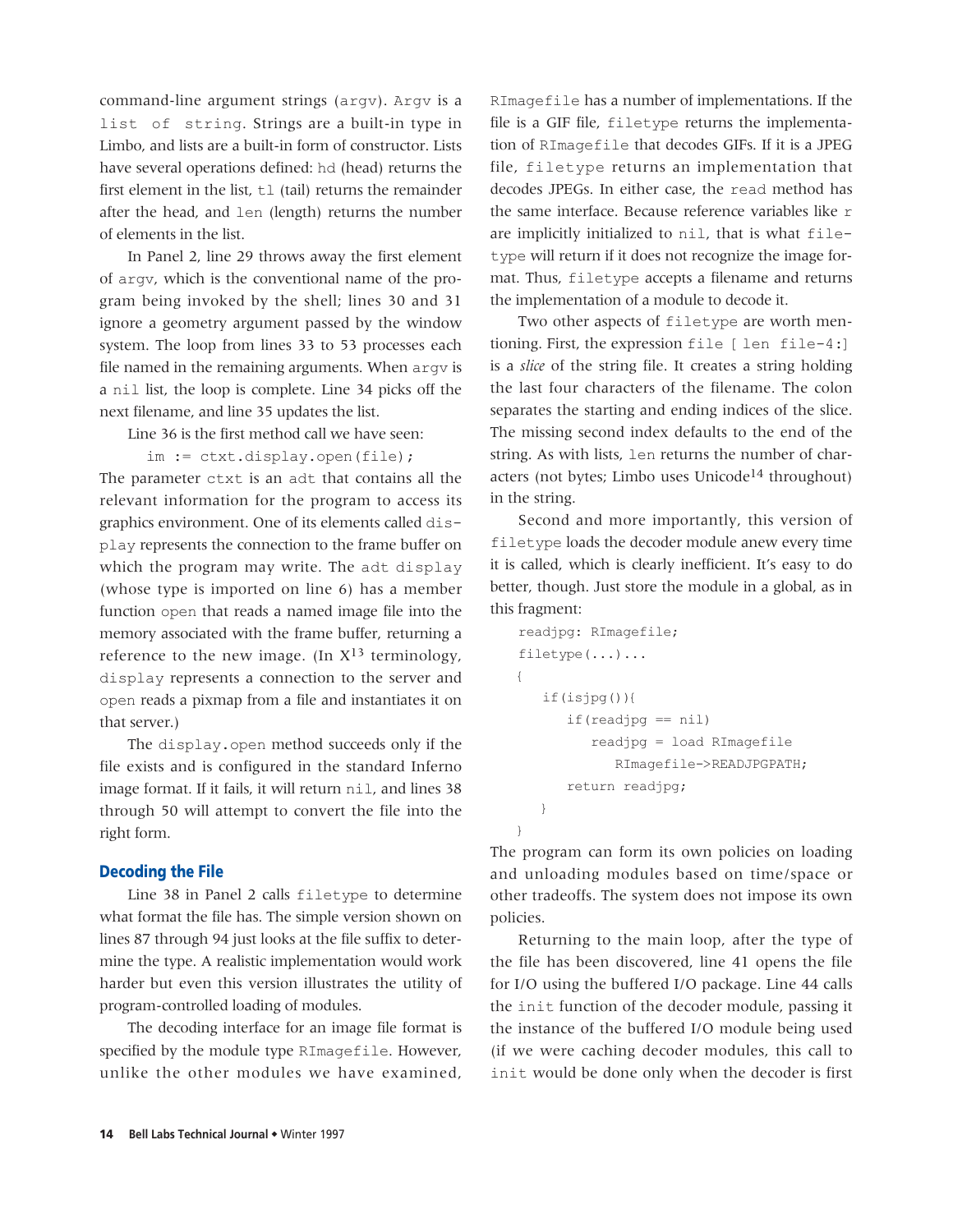command-line argument strings (argv). Argv is a list of string. Strings are a built-in type in Limbo, and lists are a built-in form of constructor. Lists have several operations defined: hd (head) returns the first element in the list, tl (tail) returns the remainder after the head, and len (length) returns the number of elements in the list.

In Panel 2, line 29 throws away the first element of argv, which is the conventional name of the program being invoked by the shell; lines 30 and 31 ignore a geometry argument passed by the window system. The loop from lines 33 to 53 processes each file named in the remaining arguments. When argv is a nil list, the loop is complete. Line 34 picks off the next filename, and line 35 updates the list.

Line 36 is the first method call we have seen:

```
im := ctxt.display.open(file);
```

The parameter ctxt is an adt that contains all the relevant information for the program to access its graphics environment. One of its elements called display represents the connection to the frame buffer on which the program may write. The adt display (whose type is imported on line 6) has a member function open that reads a named image file into the memory associated with the frame buffer, returning a reference to the new image. (In X[13] terminology, display represents a connection to the server and open reads a pixmap from a file and instantiates it on that server.)

The display.open method succeeds only if the file exists and is configured in the standard Inferno image format. If it fails, it will return nil, and lines 38 through 50 will attempt to convert the file into the right form.

### Decoding the File

Line 38 in Panel 2 calls filetype to determine what format the file has. The simple version shown on lines 87 through 94 just looks at the file suffix to determine the type. A realistic implementation would work harder but even this version illustrates the utility of program-controlled loading of modules.

The decoding interface for an image file format is specified by the module type RImagefile. However, unlike the other modules we have examined, RImagefile has a number of implementations. If the file is a GIF file, filetype returns the implementation of RImagefile that decodes GIFs. If it is a JPEG file, filetype returns an implementation that decodes JPEGs. In either case, the read method has the same interface. Because reference variables like r are implicitly initialized to nil, that is what filetype will return if it does not recognize the image format. Thus, filetype accepts a filename and returns the implementation of a module to decode it.

Two other aspects of filetype are worth mentioning. First, the expression file [ len file-4:] is a *slice* of the string file. It creates a string holding the last four characters of the filename. The colon separates the starting and ending indices of the slice. The missing second index defaults to the end of the string. As with lists, len returns the number of characters (not bytes; Limbo uses Unicode[14] throughout) in the string.

Second and more importantly, this version of filetype loads the decoder module anew every time it is called, which is clearly inefficient. It's easy to do better, though. Just store the module in a global, as in this fragment:

```
readjpg: RImagefile;
filetype(...)...
{
    if(isjpg()){
        if(readjpg == nil)
            readjpg = load RImagefile
                RImagefile->READJPGPATH;
        return readjpg;
    }
}
```

The program can form its own policies on loading and unloading modules based on time/space or other tradeoffs. The system does not impose its own policies.

Returning to the main loop, after the type of the file has been discovered, line 41 opens the file for I/O using the buffered I/O package. Line 44 calls the init function of the decoder module, passing it the instance of the buffered I/O module being used (if we were caching decoder modules, this call to init would be done only when the decoder is first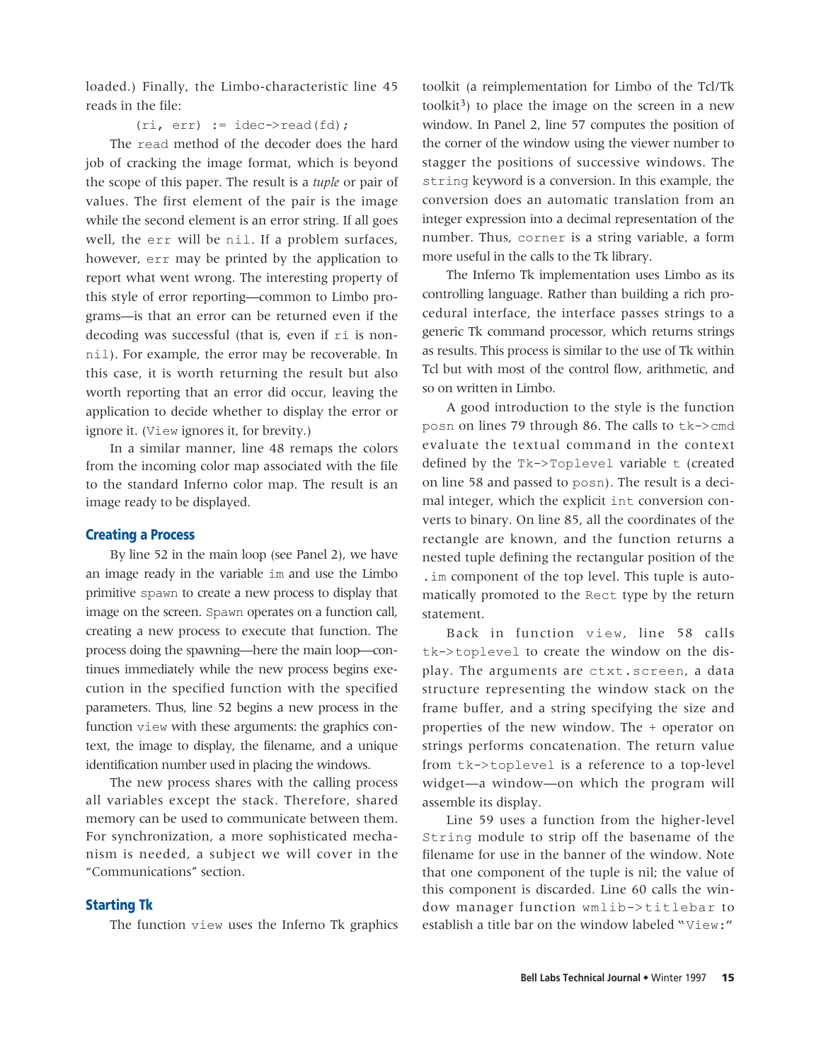loaded.) Finally, the Limbo-characteristic line 45 reads in the file:

```
(ri, err) := idec->read(fd);
```

The `read` method of the decoder does the hard job of cracking the image format, which is beyond the scope of this paper. The result is a *tuple* or pair of values. The first element of the pair is the image while the second element is an error string. If all goes well, the `err` will be `nil`. If a problem surfaces, however, `err` may be printed by the application to report what went wrong. The interesting property of this style of error reporting—common to Limbo programs—is that an error can be returned even if the decoding was successful (that is, even if `ri` is non-`nil`). For example, the error may be recoverable. In this case, it is worth returning the result but also worth reporting that an error did occur, leaving the application to decide whether to display the error or ignore it. (`View` ignores it, for brevity.)

In a similar manner, line 48 remaps the colors from the incoming color map associated with the file to the standard Inferno color map. The result is an image ready to be displayed.

### Creating a Process

By line 52 in the main loop (see Panel 2), we have an image ready in the variable `im` and use the Limbo primitive `spawn` to create a new process to display that image on the screen. `Spawn` operates on a function call, creating a new process to execute that function. The process doing the spawning—here the main loop—continues immediately while the new process begins execution in the specified function with the specified parameters. Thus, line 52 begins a new process in the function `view` with these arguments: the graphics context, the image to display, the filename, and a unique identification number used in placing the windows.

The new process shares with the calling process all variables except the stack. Therefore, shared memory can be used to communicate between them. For synchronization, a more sophisticated mechanism is needed, a subject we will cover in the "Communications" section.

### Starting Tk

The function `view` uses the Inferno Tk graphics toolkit (a reimplementation for Limbo of the Tcl/Tk toolkit[3]) to place the image on the screen in a new window. In Panel 2, line 57 computes the position of the corner of the window using the viewer number to stagger the positions of successive windows. The `string` keyword is a conversion. In this example, the conversion does an automatic translation from an integer expression into a decimal representation of the number. Thus, `corner` is a string variable, a form more useful in the calls to the Tk library.

The Inferno Tk implementation uses Limbo as its controlling language. Rather than building a rich procedural interface, the interface passes strings to a generic Tk command processor, which returns strings as results. This process is similar to the use of Tk within Tcl but with most of the control flow, arithmetic, and so on written in Limbo.

A good introduction to the style is the function `posn` on lines 79 through 86. The calls to `tk->cmd` evaluate the textual command in the context defined by the `Tk->Toplevel` variable `t` (created on line 58 and passed to `posn`). The result is a decimal integer, which the explicit `int` conversion converts to binary. On line 85, all the coordinates of the rectangle are known, and the function returns a nested tuple defining the rectangular position of the `.im` component of the top level. This tuple is automatically promoted to the `Rect` type by the return statement.

Back in function `view`, line 58 calls `tk->toplevel` to create the window on the display. The arguments are `ctxt.screen`, a data structure representing the window stack on the frame buffer, and a string specifying the size and properties of the new window. The `+` operator on strings performs concatenation. The return value from `tk->toplevel` is a reference to a top-level widget—a window—on which the program will assemble its display.

Line 59 uses a function from the higher-level `String` module to strip off the basename of the filename for use in the banner of the window. Note that one component of the tuple is nil; the value of this component is discarded. Line 60 calls the window manager function `wmlib->titlebar` to establish a title bar on the window labeled "`View:`"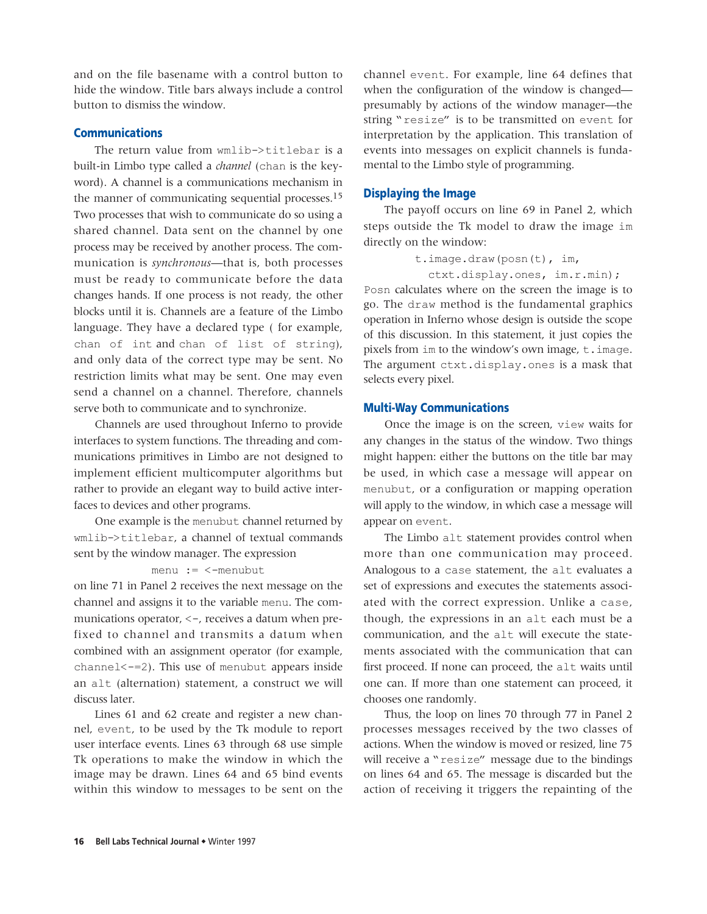and on the file basename with a control button to hide the window. Title bars always include a control button to dismiss the window.

## Communications

The return value from `wmlib->titlebar` is a built-in Limbo type called a *channel* (`chan` is the keyword). A channel is a communications mechanism in the manner of communicating sequential processes.[15] Two processes that wish to communicate do so using a shared channel. Data sent on the channel by one process may be received by another process. The communication is *synchronous*—that is, both processes must be ready to communicate before the data changes hands. If one process is not ready, the other blocks until it is. Channels are a feature of the Limbo language. They have a declared type ( for example, `chan of int` and `chan of list of string`), and only data of the correct type may be sent. No restriction limits what may be sent. One may even send a channel on a channel. Therefore, channels serve both to communicate and to synchronize.

Channels are used throughout Inferno to provide interfaces to system functions. The threading and communications primitives in Limbo are not designed to implement efficient multicomputer algorithms but rather to provide an elegant way to build active interfaces to devices and other programs.

One example is the `menubut` channel returned by `wmlib->titlebar`, a channel of textual commands sent by the window manager. The expression

```
menu := <-menubut
```

on line 71 in Panel 2 receives the next message on the channel and assigns it to the variable `menu`. The communications operator, `<-`, receives a datum when prefixed to channel and transmits a datum when combined with an assignment operator (for example, `channel<-=2`). This use of `menubut` appears inside an `alt` (alternation) statement, a construct we will discuss later.

Lines 61 and 62 create and register a new channel, `event`, to be used by the Tk module to report user interface events. Lines 63 through 68 use simple Tk operations to make the window in which the image may be drawn. Lines 64 and 65 bind events within this window to messages to be sent on the channel `event`. For example, line 64 defines that when the configuration of the window is changed—presumably by actions of the window manager—the string "`resize`" is to be transmitted on `event` for interpretation by the application. This translation of events into messages on explicit channels is fundamental to the Limbo style of programming.

## Displaying the Image

The payoff occurs on line 69 in Panel 2, which steps outside the Tk model to draw the image `im` directly on the window:

```
t.image.draw(posn(t), im,
  ctxt.display.ones, im.r.min);
```

`Posn` calculates where on the screen the image is to go. The `draw` method is the fundamental graphics operation in Inferno whose design is outside the scope of this discussion. In this statement, it just copies the pixels from `im` to the window's own image, `t.image`. The argument `ctxt.display.ones` is a mask that selects every pixel.

## Multi-Way Communications

Once the image is on the screen, `view` waits for any changes in the status of the window. Two things might happen: either the buttons on the title bar may be used, in which case a message will appear on `menubut`, or a configuration or mapping operation will apply to the window, in which case a message will appear on `event`.

The Limbo `alt` statement provides control when more than one communication may proceed. Analogous to a `case` statement, the `alt` evaluates a set of expressions and executes the statements associated with the correct expression. Unlike a `case`, though, the expressions in an `alt` each must be a communication, and the `alt` will execute the statements associated with the communication that can first proceed. If none can proceed, the `alt` waits until one can. If more than one statement can proceed, it chooses one randomly.

Thus, the loop on lines 70 through 77 in Panel 2 processes messages received by the two classes of actions. When the window is moved or resized, line 75 will receive a "`resize`" message due to the bindings on lines 64 and 65. The message is discarded but the action of receiving it triggers the repainting of the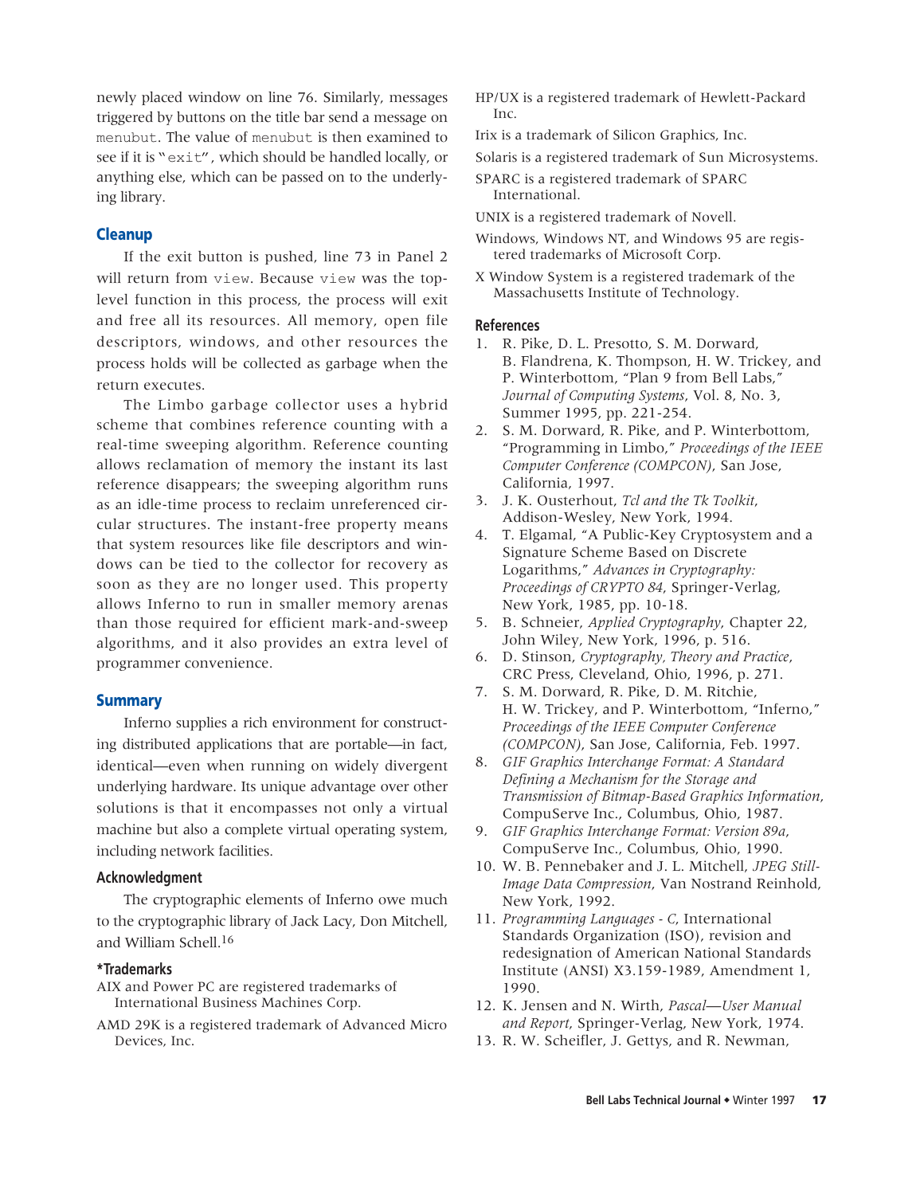newly placed window on line 76. Similarly, messages triggered by buttons on the title bar send a message on `menubut`. The value of `menubut` is then examined to see if it is "`exit`", which should be handled locally, or anything else, which can be passed on to the underlying library.

## Cleanup

If the exit button is pushed, line 73 in Panel 2 will return from `view`. Because `view` was the top-level function in this process, the process will exit and free all its resources. All memory, open file descriptors, windows, and other resources the process holds will be collected as garbage when the return executes.

The Limbo garbage collector uses a hybrid scheme that combines reference counting with a real-time sweeping algorithm. Reference counting allows reclamation of memory the instant its last reference disappears; the sweeping algorithm runs as an idle-time process to reclaim unreferenced circular structures. The instant-free property means that system resources like file descriptors and windows can be tied to the collector for recovery as soon as they are no longer used. This property allows Inferno to run in smaller memory arenas than those required for efficient mark-and-sweep algorithms, and it also provides an extra level of programmer convenience.

## Summary

Inferno supplies a rich environment for constructing distributed applications that are portable—in fact, identical—even when running on widely divergent underlying hardware. Its unique advantage over other solutions is that it encompasses not only a virtual machine but also a complete virtual operating system, including network facilities.

### Acknowledgment

The cryptographic elements of Inferno owe much to the cryptographic library of Jack Lacy, Don Mitchell, and William Schell.[16]

### *Trademarks

AIX and Power PC are registered trademarks of International Business Machines Corp.

AMD 29K is a registered trademark of Advanced Micro Devices, Inc.

HP/UX is a registered trademark of Hewlett-Packard Inc.

Irix is a trademark of Silicon Graphics, Inc.

Solaris is a registered trademark of Sun Microsystems.

SPARC is a registered trademark of SPARC International.

UNIX is a registered trademark of Novell.

Windows, Windows NT, and Windows 95 are registered trademarks of Microsoft Corp.

X Window System is a registered trademark of the Massachusetts Institute of Technology.

### References

1. R. Pike, D. L. Presotto, S. M. Dorward, B. Flandrena, K. Thompson, H. W. Trickey, and P. Winterbottom, "Plan 9 from Bell Labs," *Journal of Computing Systems*, Vol. 8, No. 3, Summer 1995, pp. 221-254.
2. S. M. Dorward, R. Pike, and P. Winterbottom, "Programming in Limbo," *Proceedings of the IEEE Computer Conference (COMPCON)*, San Jose, California, 1997.
3. J. K. Ousterhout, *Tcl and the Tk Toolkit*, Addison-Wesley, New York, 1994.
4. T. Elgamal, "A Public-Key Cryptosystem and a Signature Scheme Based on Discrete Logarithms," *Advances in Cryptography: Proceedings of CRYPTO 84*, Springer-Verlag, New York, 1985, pp. 10-18.
5. B. Schneier, *Applied Cryptography*, Chapter 22, John Wiley, New York, 1996, p. 516.
6. D. Stinson, *Cryptography, Theory and Practice*, CRC Press, Cleveland, Ohio, 1996, p. 271.
7. S. M. Dorward, R. Pike, D. M. Ritchie, H. W. Trickey, and P. Winterbottom, "Inferno," *Proceedings of the IEEE Computer Conference (COMPCON)*, San Jose, California, Feb. 1997.
8. *GIF Graphics Interchange Format: A Standard Defining a Mechanism for the Storage and Transmission of Bitmap-Based Graphics Information*, CompuServe Inc., Columbus, Ohio, 1987.
9. *GIF Graphics Interchange Format: Version 89a*, CompuServe Inc., Columbus, Ohio, 1990.
10. W. B. Pennebaker and J. L. Mitchell, *JPEG Still-Image Data Compression*, Van Nostrand Reinhold, New York, 1992.
11. *Programming Languages - C*, International Standards Organization (ISO), revision and redesignation of American National Standards Institute (ANSI) X3.159-1989, Amendment 1, 1990.
12. K. Jensen and N. Wirth, *Pascal—User Manual and Report*, Springer-Verlag, New York, 1974.
13. R. W. Scheifler, J. Gettys, and R. Newman,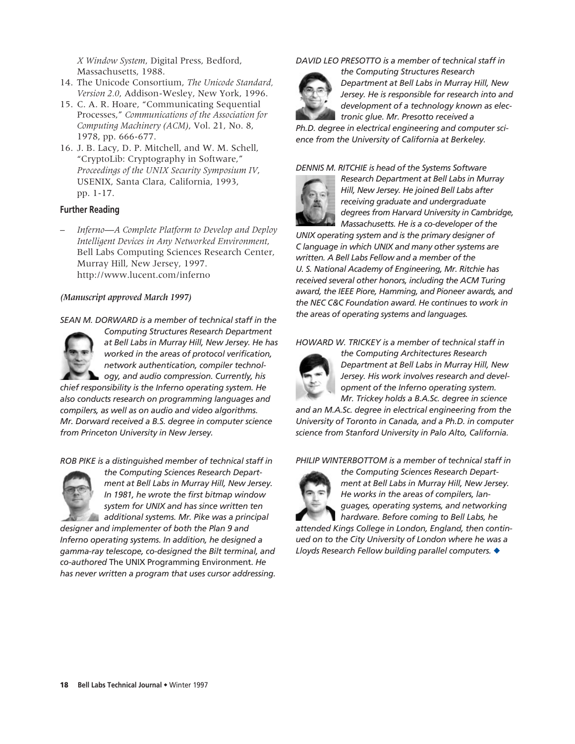*X Window System*, Digital Press, Bedford, Massachusetts, 1988.

14. The Unicode Consortium, *The Unicode Standard, Version 2.0*, Addison-Wesley, New York, 1996.
15. C. A. R. Hoare, "Communicating Sequential Processes," *Communications of the Association for Computing Machinery (ACM)*, Vol. 21, No. 8, 1978, pp. 666-677.
16. J. B. Lacy, D. P. Mitchell, and W. M. Schell, "CryptoLib: Cryptography in Software," *Proceedings of the UNIX Security Symposium IV*, USENIX, Santa Clara, California, 1993, pp. 1-17.

## Further Reading

– *Inferno—A Complete Platform to Develop and Deploy Intelligent Devices in Any Networked Environment*, Bell Labs Computing Sciences Research Center, Murray Hill, New Jersey, 1997. http://www.lucent.com/inferno

***(Manuscript approved March 1997)***

*SEAN M. DORWARD is a member of technical staff in the Computing Structures Research Department at Bell Labs in Murray Hill, New Jersey. He has worked in the areas of protocol verification, network authentication, compiler technology, and audio compression. Currently, his chief responsibility is the Inferno operating system. He also conducts research on programming languages and compilers, as well as on audio and video algorithms. Mr. Dorward received a B.S. degree in computer science from Princeton University in New Jersey.*

*ROB PIKE is a distinguished member of technical staff in the Computing Sciences Research Department at Bell Labs in Murray Hill, New Jersey. In 1981, he wrote the first bitmap window system for UNIX and has since written ten additional systems. Mr. Pike was a principal designer and implementer of both the Plan 9 and Inferno operating systems. In addition, he designed a gamma-ray telescope, co-designed the Bilt terminal, and co-authored* The UNIX Programming Environment. *He has never written a program that uses cursor addressing.*

*DAVID LEO PRESOTTO is a member of technical staff in the Computing Structures Research Department at Bell Labs in Murray Hill, New Jersey. He is responsible for research into and development of a technology known as electronic glue. Mr. Presotto received a Ph.D. degree in electrical engineering and computer science from the University of California at Berkeley.*

*DENNIS M. RITCHIE is head of the Systems Software Research Department at Bell Labs in Murray Hill, New Jersey. He joined Bell Labs after receiving graduate and undergraduate degrees from Harvard University in Cambridge, Massachusetts. He is a co-developer of the UNIX operating system and is the primary designer of C language in which UNIX and many other systems are written. A Bell Labs Fellow and a member of the U. S. National Academy of Engineering, Mr. Ritchie has received several other honors, including the ACM Turing award, the IEEE Piore, Hamming, and Pioneer awards, and the NEC C&C Foundation award. He continues to work in the areas of operating systems and languages.*

*HOWARD W. TRICKEY is a member of technical staff in the Computing Architectures Research Department at Bell Labs in Murray Hill, New Jersey. His work involves research and development of the Inferno operating system. Mr. Trickey holds a B.A.Sc. degree in science and an M.A.Sc. degree in electrical engineering from the University of Toronto in Canada, and a Ph.D. in computer science from Stanford University in Palo Alto, California.*

*PHILIP WINTERBOTTOM is a member of technical staff in the Computing Sciences Research Department at Bell Labs in Murray Hill, New Jersey. He works in the areas of compilers, languages, operating systems, and networking hardware. Before coming to Bell Labs, he attended Kings College in London, England, then continued on to the City University of London where he was a Lloyds Research Fellow building parallel computers.* ◆